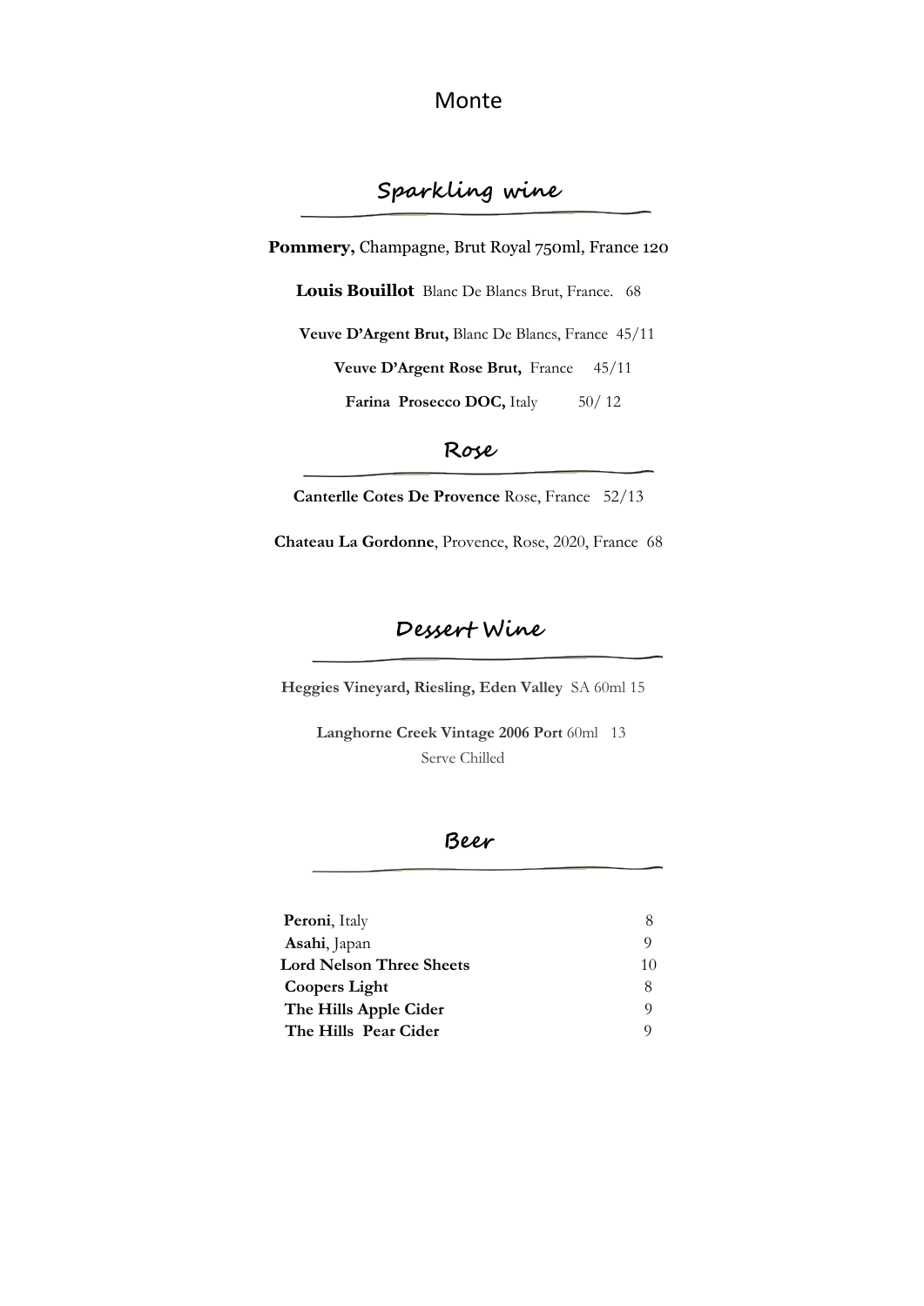# Monte

## Sparkling wine

**Pommery,** Champagne, Brut Royal 750ml, France 120

**Louis Bouillot** Blanc De Blancs Brut, France. 68

**Veuve D'Argent Brut,** Blanc De Blancs, France 45/11

**Veuve D'Argent Rose Brut,** France 45/11

**Farina Prosecco DOC,** Italy 50/ 12

## Rose

**Canterlle Cotes De Provence** Rose, France 52/13

**Chateau La Gordonne**, Provence, Rose, 2020, France 68

## Dessert Wine

**Heggies Vineyard, Riesling, Eden Valley** SA 60ml 15

**Langhorne Creek Vintage 2006 Port** 60ml 13
Serve Chilled

## Beer

| | |
|---|---|
| **Peroni**, Italy | 8 |
| **Asahi**, Japan | 9 |
| **Lord Nelson Three Sheets** | 10 |
| **Coopers Light** | 8 |
| **The Hills Apple Cider** | 9 |
| **The Hills Pear Cider** | 9 |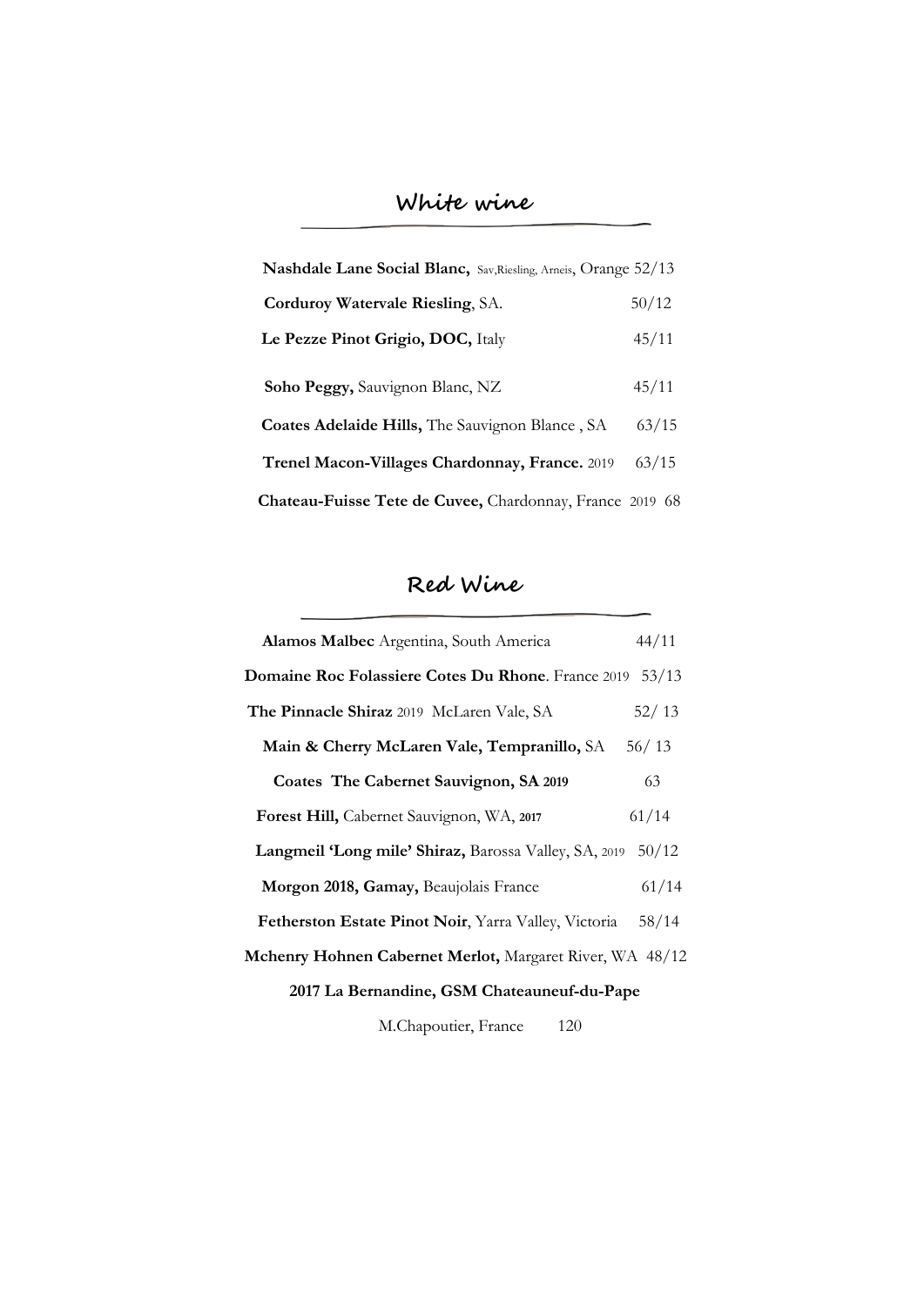## White wine

**Nashdale Lane Social Blanc,** Sav,Riesling, Arneis, Orange 52/13

**Corduroy Watervale Riesling**, SA. 50/12

**Le Pezze Pinot Grigio, DOC,** Italy 45/11

**Soho Peggy,** Sauvignon Blanc, NZ 45/11

**Coates Adelaide Hills,** The Sauvignon Blance , SA 63/15

**Trenel Macon-Villages Chardonnay, France.** 2019 63/15

**Chateau-Fuisse Tete de Cuvee,** Chardonnay, France 2019 68

## Red Wine

**Alamos Malbec** Argentina, South America 44/11

**Domaine Roc Folassiere Cotes Du Rhone**. France 2019 53/13

**The Pinnacle Shiraz** 2019 McLaren Vale, SA 52/ 13

**Main & Cherry McLaren Vale, Tempranillo,** SA 56/ 13

**Coates The Cabernet Sauvignon, SA 2019** 63

**Forest Hill,** Cabernet Sauvignon, WA, **2017** 61/14

**Langmeil 'Long mile' Shiraz,** Barossa Valley, SA, 2019 50/12

**Morgon 2018, Gamay,** Beaujolais France 61/14

**Fetherston Estate Pinot Noir**, Yarra Valley, Victoria 58/14

**Mchenry Hohnen Cabernet Merlot,** Margaret River, WA 48/12

**2017 La Bernandine, GSM Chateauneuf-du-Pape**

M.Chapoutier, France 120